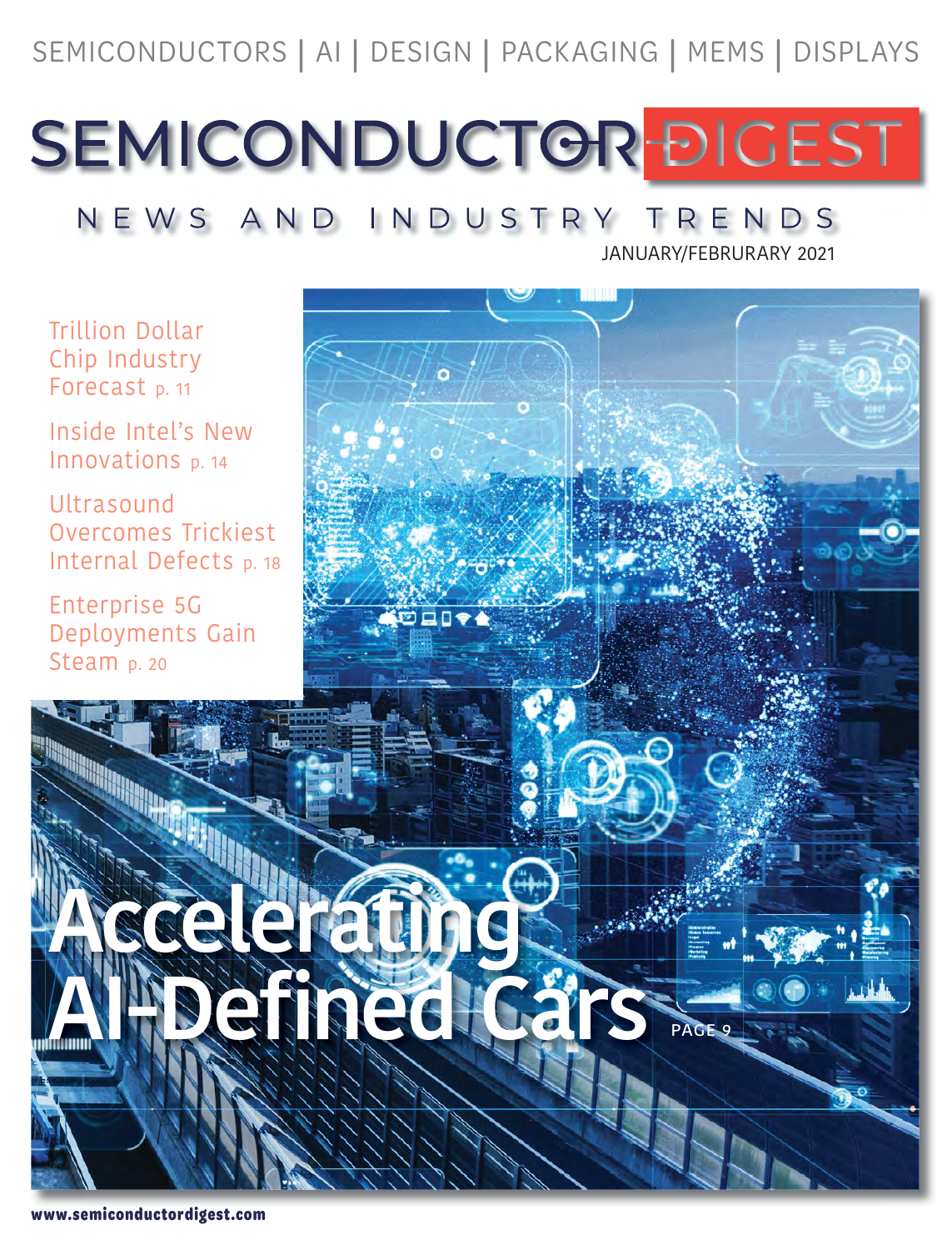SEMICONDUCTORS | AI | DESIGN | PACKAGING | MEMS | DISPLAYS

# SEMICONDUCTOR DIGEST

NEWS AND INDUSTRY TRENDS

JANUARY/FEBRURARY 2021

Trillion Dollar Chip Industry Forecast p. 11

Inside Intel's New Innovations p. 14

Ultrasound Overcomes Trickiest Internal Defects p. 18

Enterprise 5G Deployments Gain Steam p. 20

## Accelerating AI-Defined Cars

PAGE 9

www.semiconductordigest.com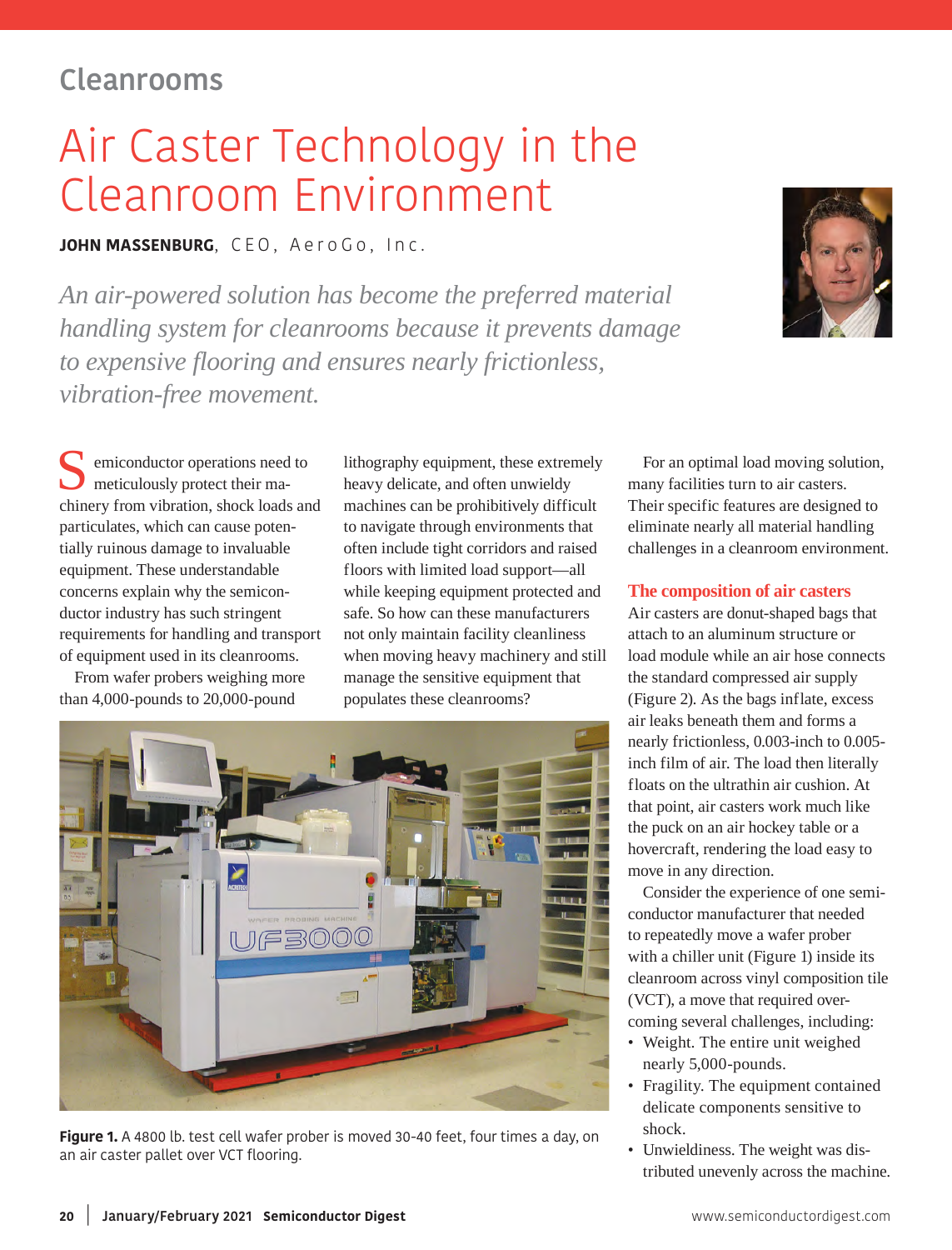## Cleanrooms

# Air Caster Technology in the Cleanroom Environment

**JOHN MASSENBURG**, CEO, AeroGo, Inc.

*An air-powered solution has become the preferred material handling system for cleanrooms because it prevents damage to expensive flooring and ensures nearly frictionless, vibration-free movement.*

Semiconductor operations need to meticulously protect their machinery from vibration, shock loads and particulates, which can cause potentially ruinous damage to invaluable equipment. These understandable concerns explain why the semiconductor industry has such stringent requirements for handling and transport of equipment used in its cleanrooms.

From wafer probers weighing more than 4,000-pounds to 20,000-pound lithography equipment, these extremely heavy delicate, and often unwieldy machines can be prohibitively difficult to navigate through environments that often include tight corridors and raised floors with limited load support—all while keeping equipment protected and safe. So how can these manufacturers not only maintain facility cleanliness when moving heavy machinery and still manage the sensitive equipment that populates these cleanrooms?

For an optimal load moving solution, many facilities turn to air casters. Their specific features are designed to eliminate nearly all material handling challenges in a cleanroom environment.

**Figure 1.** A 4800 lb. test cell wafer prober is moved 30-40 feet, four times a day, on an air caster pallet over VCT flooring.

### The composition of air casters

Air casters are donut-shaped bags that attach to an aluminum structure or load module while an air hose connects the standard compressed air supply (Figure 2). As the bags inflate, excess air leaks beneath them and forms a nearly frictionless, 0.003-inch to 0.005-inch film of air. The load then literally floats on the ultrathin air cushion. At that point, air casters work much like the puck on an air hockey table or a hovercraft, rendering the load easy to move in any direction.

Consider the experience of one semiconductor manufacturer that needed to repeatedly move a wafer prober with a chiller unit (Figure 1) inside its cleanroom across vinyl composition tile (VCT), a move that required overcoming several challenges, including:

- Weight. The entire unit weighed nearly 5,000-pounds.
- Fragility. The equipment contained delicate components sensitive to shock.
- Unwieldiness. The weight was distributed unevenly across the machine.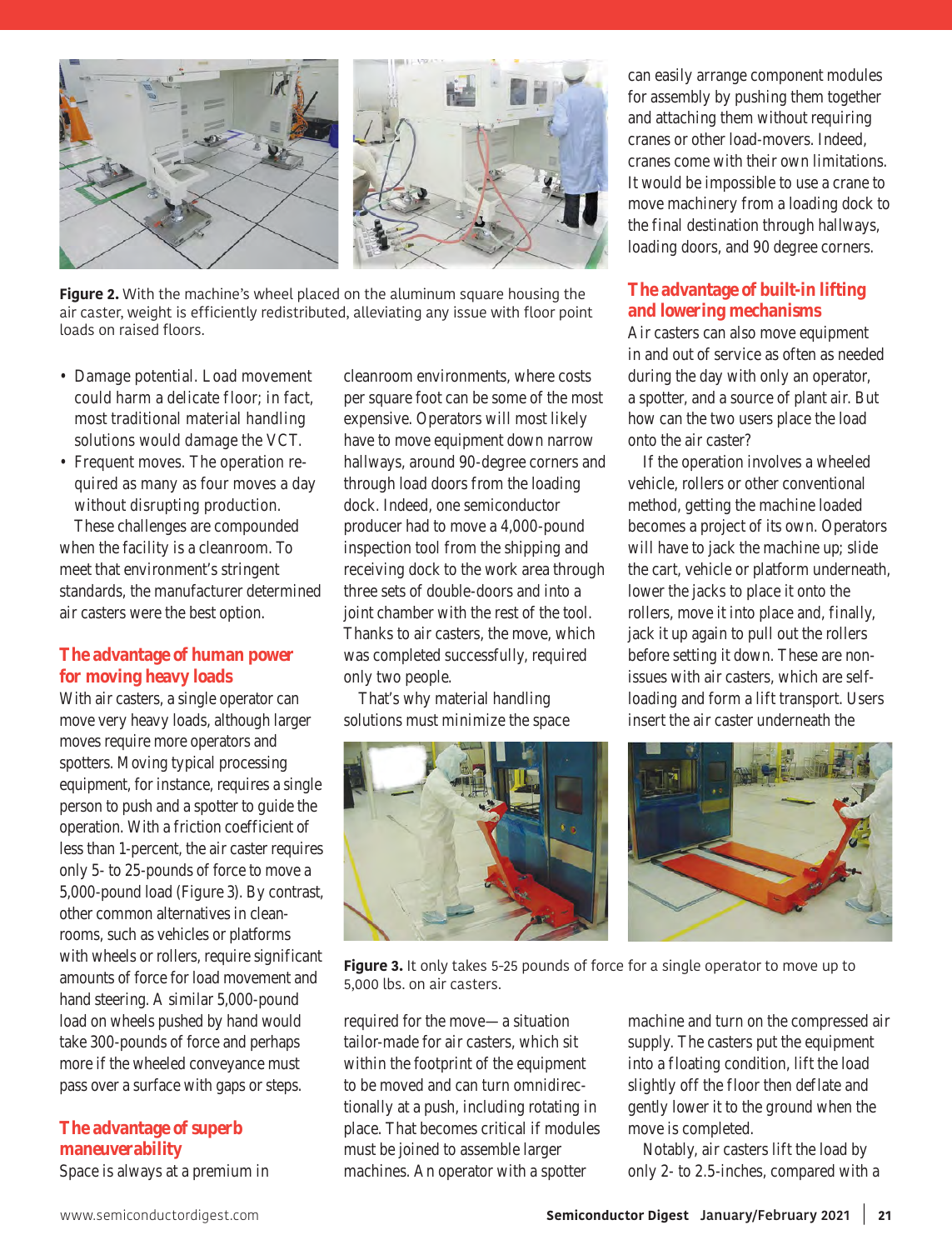Figure 2. With the machine's wheel placed on the aluminum square housing the air caster, weight is efficiently redistributed, alleviating any issue with floor point loads on raised floors.

- Damage potential. Load movement could harm a delicate floor; in fact, most traditional material handling solutions would damage the VCT.
- Frequent moves. The operation required as many as four moves a day without disrupting production.

These challenges are compounded when the facility is a cleanroom. To meet that environment's stringent standards, the manufacturer determined air casters were the best option.

## The advantage of human power for moving heavy loads

With air casters, a single operator can move very heavy loads, although larger moves require more operators and spotters. Moving typical processing equipment, for instance, requires a single person to push and a spotter to guide the operation. With a friction coefficient of less than 1-percent, the air caster requires only 5- to 25-pounds of force to move a 5,000-pound load (Figure 3). By contrast, other common alternatives in cleanrooms, such as vehicles or platforms with wheels or rollers, require significant amounts of force for load movement and hand steering. A similar 5,000-pound load on wheels pushed by hand would take 300-pounds of force and perhaps more if the wheeled conveyance must pass over a surface with gaps or steps.

## The advantage of superb maneuverability

Space is always at a premium in cleanroom environments, where costs per square foot can be some of the most expensive. Operators will most likely have to move equipment down narrow hallways, around 90-degree corners and through load doors from the loading dock. Indeed, one semiconductor producer had to move a 4,000-pound inspection tool from the shipping and receiving dock to the work area through three sets of double-doors and into a joint chamber with the rest of the tool. Thanks to air casters, the move, which was completed successfully, required only two people.

That's why material handling solutions must minimize the space required for the move—a situation tailor-made for air casters, which sit within the footprint of the equipment to be moved and can turn omnidirectionally at a push, including rotating in place. That becomes critical if modules must be joined to assemble larger machines. An operator with a spotter can easily arrange component modules for assembly by pushing them together and attaching them without requiring cranes or other load-movers. Indeed, cranes come with their own limitations. It would be impossible to use a crane to move machinery from a loading dock to the final destination through hallways, loading doors, and 90 degree corners.

## The advantage of built-in lifting and lowering mechanisms

Air casters can also move equipment in and out of service as often as needed during the day with only an operator, a spotter, and a source of plant air. But how can the two users place the load onto the air caster?

If the operation involves a wheeled vehicle, rollers or other conventional method, getting the machine loaded becomes a project of its own. Operators will have to jack the machine up; slide the cart, vehicle or platform underneath, lower the jacks to place it onto the rollers, move it into place and, finally, jack it up again to pull out the rollers before setting it down. These are non-issues with air casters, which are self-loading and form a lift transport. Users insert the air caster underneath the machine and turn on the compressed air supply. The casters put the equipment into a floating condition, lift the load slightly off the floor then deflate and gently lower it to the ground when the move is completed.

Figure 3. It only takes 5-25 pounds of force for a single operator to move up to 5,000 lbs. on air casters.

Notably, air casters lift the load by only 2- to 2.5-inches, compared with a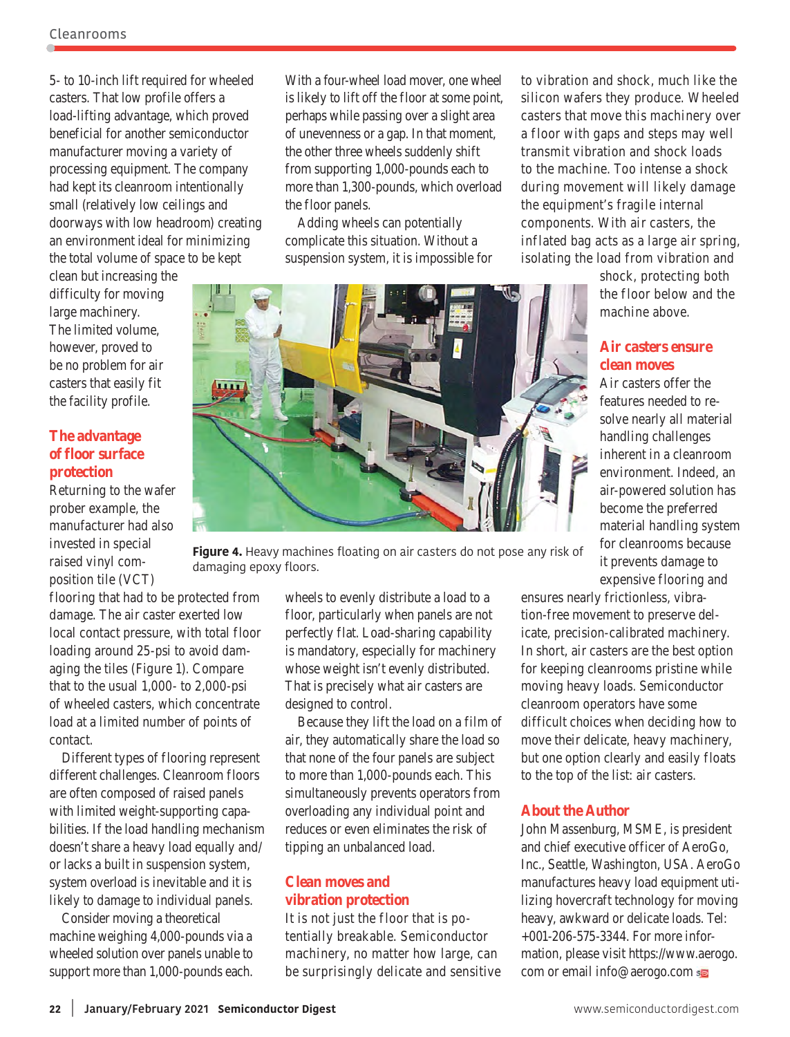5- to 10-inch lift required for wheeled casters. That low profile offers a load-lifting advantage, which proved beneficial for another semiconductor manufacturer moving a variety of processing equipment. The company had kept its cleanroom intentionally small (relatively low ceilings and doorways with low headroom) creating an environment ideal for minimizing the total volume of space to be kept clean but increasing the difficulty for moving large machinery. The limited volume, however, proved to be no problem for air casters that easily fit the facility profile.

## The advantage of floor surface protection

Returning to the wafer prober example, the manufacturer had also invested in special raised vinyl composition tile (VCT) flooring that had to be protected from damage. The air caster exerted low local contact pressure, with total floor loading around 25-psi to avoid damaging the tiles (Figure 1). Compare that to the usual 1,000- to 2,000-psi of wheeled casters, which concentrate load at a limited number of points of contact.

Different types of flooring represent different challenges. Cleanroom floors are often composed of raised panels with limited weight-supporting capabilities. If the load handling mechanism doesn't share a heavy load equally and/or lacks a built in suspension system, system overload is inevitable and it is likely to damage to individual panels.

Consider moving a theoretical machine weighing 4,000-pounds via a wheeled solution over panels unable to support more than 1,000-pounds each. With a four-wheel load mover, one wheel is likely to lift off the floor at some point, perhaps while passing over a slight area of unevenness or a gap. In that moment, the other three wheels suddenly shift from supporting 1,000-pounds each to more than 1,300-pounds, which overload the floor panels.

Adding wheels can potentially complicate this situation. Without a suspension system, it is impossible for wheels to evenly distribute a load to a floor, particularly when panels are not perfectly flat. Load-sharing capability is mandatory, especially for machinery whose weight isn't evenly distributed. That is precisely what air casters are designed to control.

Because they lift the load on a film of air, they automatically share the load so that none of the four panels are subject to more than 1,000-pounds each. This simultaneously prevents operators from overloading any individual point and reduces or even eliminates the risk of tipping an unbalanced load.

**Figure 4.** Heavy machines floating on air casters do not pose any risk of damaging epoxy floors.

## Clean moves and vibration protection

It is not just the floor that is potentially breakable. Semiconductor machinery, no matter how large, can be surprisingly delicate and sensitive to vibration and shock, much like the silicon wafers they produce. Wheeled casters that move this machinery over a floor with gaps and steps may well transmit vibration and shock loads to the machine. Too intense a shock during movement will likely damage the equipment's fragile internal components. With air casters, the inflated bag acts as a large air spring, isolating the load from vibration and shock, protecting both the floor below and the machine above.

## Air casters ensure clean moves

Air casters offer the features needed to resolve nearly all material handling challenges inherent in a cleanroom environment. Indeed, an air-powered solution has become the preferred material handling system for cleanrooms because it prevents damage to expensive flooring and ensures nearly frictionless, vibration-free movement to preserve delicate, precision-calibrated machinery. In short, air casters are the best option for keeping cleanrooms pristine while moving heavy loads. Semiconductor cleanroom operators have some difficult choices when deciding how to move their delicate, heavy machinery, but one option clearly and easily floats to the top of the list: air casters.

## About the Author

John Massenburg, MSME, is president and chief executive officer of AeroGo, Inc., Seattle, Washington, USA. AeroGo manufactures heavy load equipment utilizing hovercraft technology for moving heavy, awkward or delicate loads. Tel: +001-206-575-3344. For more information, please visit https://www.aerogo.com or email info@aerogo.com